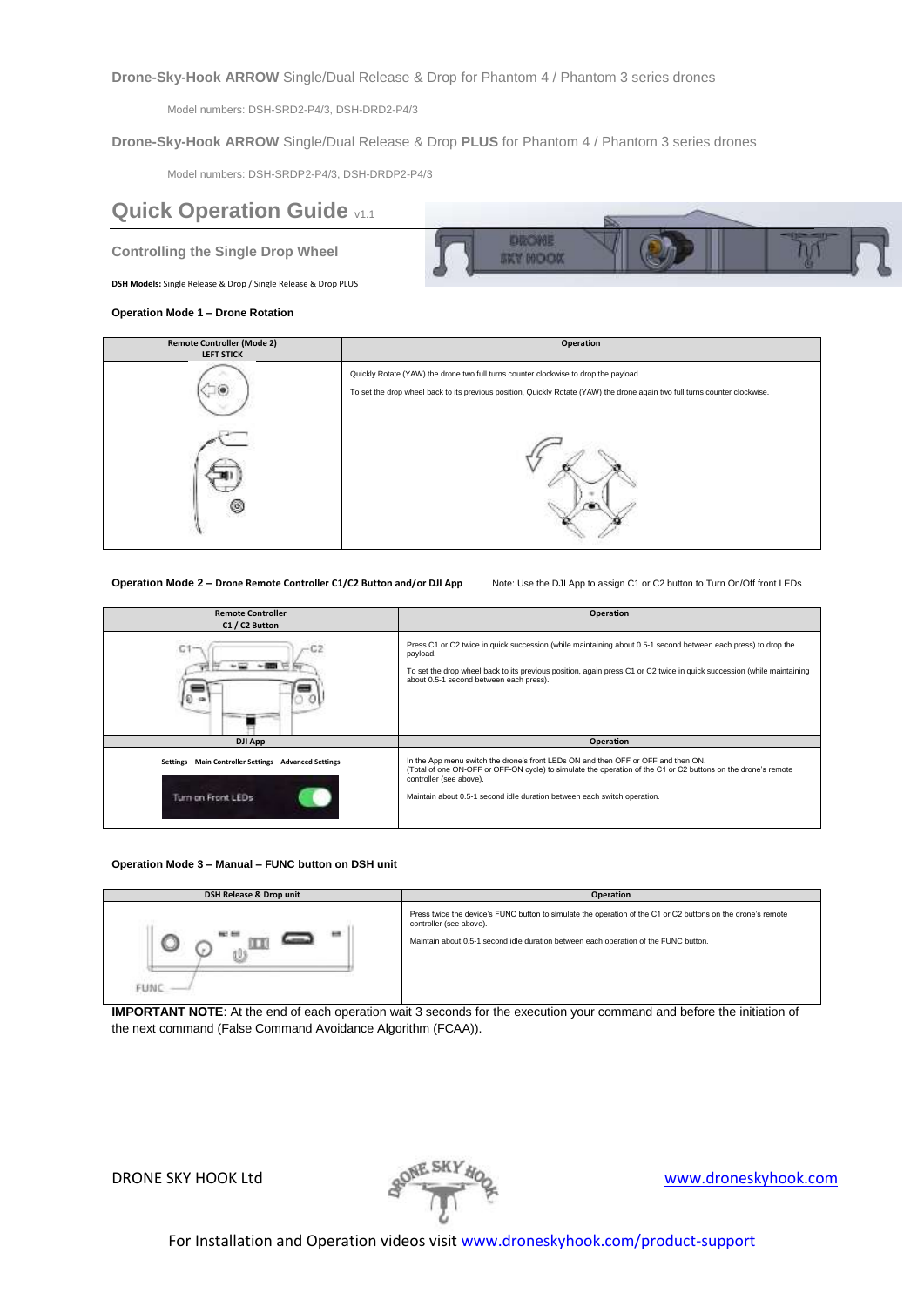**Drone-Sky-Hook ARROW** Single/Dual Release & Drop for Phantom 4 / Phantom 3 series drones

Model numbers: DSH-SRD2-P4/3, DSH-DRD2-P4/3

**Drone-Sky-Hook ARROW** Single/Dual Release & Drop **PLUS** for Phantom 4 / Phantom 3 series drones

Model numbers: DSH-SRDP2-P4/3, DSH-DRDP2-P4/3

# Quick Operation Guide v1.1

## Controlling the Single Drop Wheel

**DSH Models:** Single Release & Drop / Single Release & Drop PLUS

### Operation Mode 1 – Drone Rotation

| Remote Controller (Mode 2) LEFT STICK | Operation |
|---|---|
| | Quickly Rotate (YAW) the drone two full turns counter clockwise to drop the payload. To set the drop wheel back to its previous position, Quickly Rotate (YAW) the drone again two full turns counter clockwise. |
| | |

### Operation Mode 2 – Drone Remote Controller C1/C2 Button and/or DJI App

Note: Use the DJI App to assign C1 or C2 button to Turn On/Off front LEDs

| Remote Controller C1 / C2 Button | Operation |
|---|---|
| C1 C2 | Press C1 or C2 twice in quick succession (while maintaining about 0.5-1 second between each press) to drop the payload. To set the drop wheel back to its previous position, again press C1 or C2 twice in quick succession (while maintaining about 0.5-1 second between each press). |
| **DJI App** | **Operation** |
| Settings – Main Controller Settings – Advanced Settings<br>Turn on Front LEDs | In the App menu switch the drone's front LEDs ON and then OFF or OFF and then ON. (Total of one ON-OFF or OFF-ON cycle) to simulate the operation of the C1 or C2 buttons on the drone's remote controller (see above). Maintain about 0.5-1 second idle duration between each switch operation. |

### Operation Mode 3 – Manual – FUNC button on DSH unit

| DSH Release & Drop unit | Operation |
|---|---|
| FUNC | Press twice the device's FUNC button to simulate the operation of the C1 or C2 buttons on the drone's remote controller (see above). Maintain about 0.5-1 second idle duration between each operation of the FUNC button. |

**IMPORTANT NOTE**: At the end of each operation wait 3 seconds for the execution your command and before the initiation of the next command (False Command Avoidance Algorithm (FCAA)).

DRONE SKY HOOK Ltd

www.droneskyhook.com

For Installation and Operation videos visit www.droneskyhook.com/product-support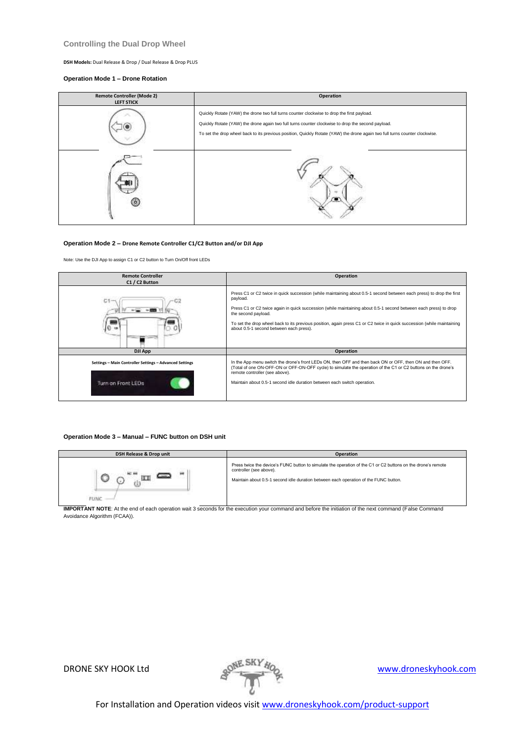## Controlling the Dual Drop Wheel

**DSH Models:** Dual Release & Drop / Dual Release & Drop PLUS

### Operation Mode 1 – Drone Rotation

| Remote Controller (Mode 2) LEFT STICK | Operation |
|---|---|
| | Quickly Rotate (YAW) the drone two full turns counter clockwise to drop the first payload.<br>Quickly Rotate (YAW) the drone again two full turns counter clockwise to drop the second payload.<br>To set the drop wheel back to its previous position, Quickly Rotate (YAW) the drone again two full turns counter clockwise. |
| | |

### Operation Mode 2 – Drone Remote Controller C1/C2 Button and/or DJI App

Note: Use the DJI App to assign C1 or C2 button to Turn On/Off front LEDs

| Remote Controller C1 / C2 Button | Operation |
|---|---|
| C1 C2 | Press C1 or C2 twice in quick succession (while maintaining about 0.5-1 second between each press) to drop the first payload.<br>Press C1 or C2 twice again in quick succession (while maintaining about 0.5-1 second between each press) to drop the second payload.<br>To set the drop wheel back to its previous position, again press C1 or C2 twice in quick succession (while maintaining about 0.5-1 second between each press). |
| **DJI App** | **Operation** |
| Settings – Main Controller Settings – Advanced Settings<br>Turn on Front LEDs | In the App menu switch the drone's front LEDs ON, then OFF and then back ON or OFF, then ON and then OFF. (Total of one ON-OFF-ON or OFF-ON-OFF cycle) to simulate the operation of the C1 or C2 buttons on the drone's remote controller (see above).<br>Maintain about 0.5-1 second idle duration between each switch operation. |

### Operation Mode 3 – Manual – FUNC button on DSH unit

| DSH Release & Drop unit | Operation |
|---|---|
| FUNC | Press twice the device's FUNC button to simulate the operation of the C1 or C2 buttons on the drone's remote controller (see above).<br>Maintain about 0.5-1 second idle duration between each operation of the FUNC button. |

**IMPORTANT NOTE**: At the end of each operation wait 3 seconds for the execution your command and before the initiation of the next command (False Command Avoidance Algorithm (FCAA)).

DRONE SKY HOOK Ltd www.droneskyhook.com

For Installation and Operation videos visit www.droneskyhook.com/product-support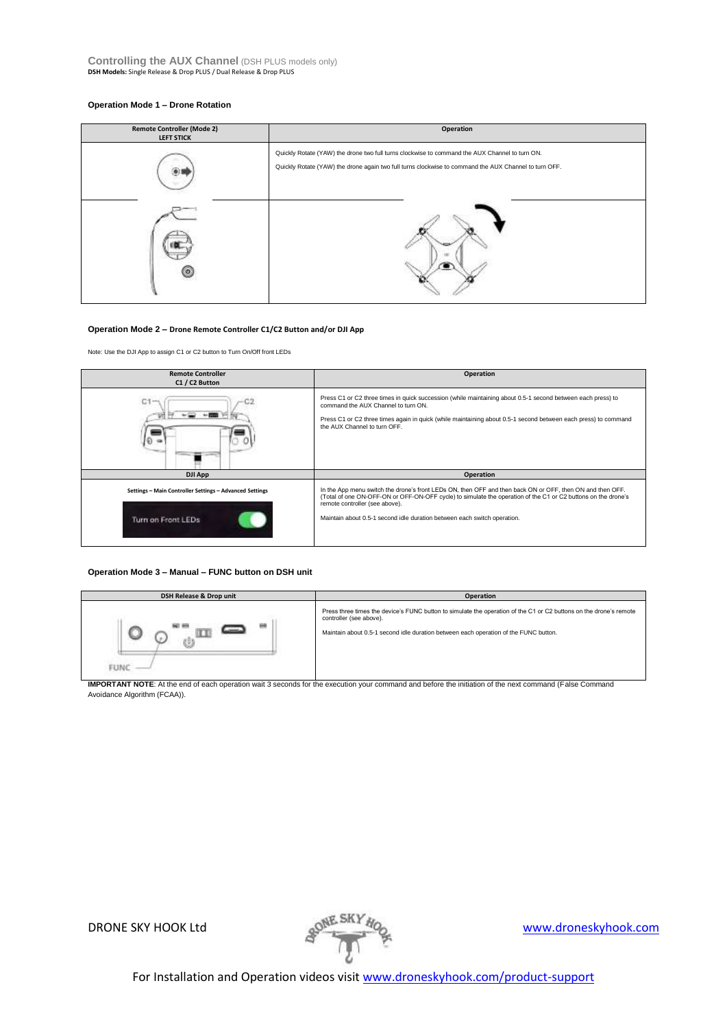## Controlling the AUX Channel (DSH PLUS models only)

**DSH Models:** Single Release & Drop PLUS / Dual Release & Drop PLUS

### Operation Mode 1 – Drone Rotation

| Remote Controller (Mode 2) LEFT STICK | Operation |
|---|---|
| | Quickly Rotate (YAW) the drone two full turns clockwise to command the AUX Channel to turn ON.<br>Quickly Rotate (YAW) the drone again two full turns clockwise to command the AUX Channel to turn OFF. |
| | |

### Operation Mode 2 – Drone Remote Controller C1/C2 Button and/or DJI App

Note: Use the DJI App to assign C1 or C2 button to Turn On/Off front LEDs

| Remote Controller C1 / C2 Button | Operation |
|---|---|
| C1 C2 | Press C1 or C2 three times in quick succession (while maintaining about 0.5-1 second between each press) to command the AUX Channel to turn ON.<br>Press C1 or C2 three times again in quick (while maintaining about 0.5-1 second between each press) to command the AUX Channel to turn OFF. |
| **DJI App** | **Operation** |
| Settings – Main Controller Settings – Advanced Settings<br>Turn on Front LEDs | In the App menu switch the drone's front LEDs ON, then OFF and then back ON or OFF, then ON and then OFF. (Total of one ON-OFF-ON or OFF-ON-OFF cycle) to simulate the operation of the C1 or C2 buttons on the drone's remote controller (see above).<br>Maintain about 0.5-1 second idle duration between each switch operation. |

### Operation Mode 3 – Manual – FUNC button on DSH unit

| DSH Release & Drop unit | Operation |
|---|---|
| FUNC | Press three times the device's FUNC button to simulate the operation of the C1 or C2 buttons on the drone's remote controller (see above).<br>Maintain about 0.5-1 second idle duration between each operation of the FUNC button. |

**IMPORTANT NOTE**: At the end of each operation wait 3 seconds for the execution your command and before the initiation of the next command (False Command Avoidance Algorithm (FCAA)).

DRONE SKY HOOK Ltd

www.droneskyhook.com

For Installation and Operation videos visit www.droneskyhook.com/product-support